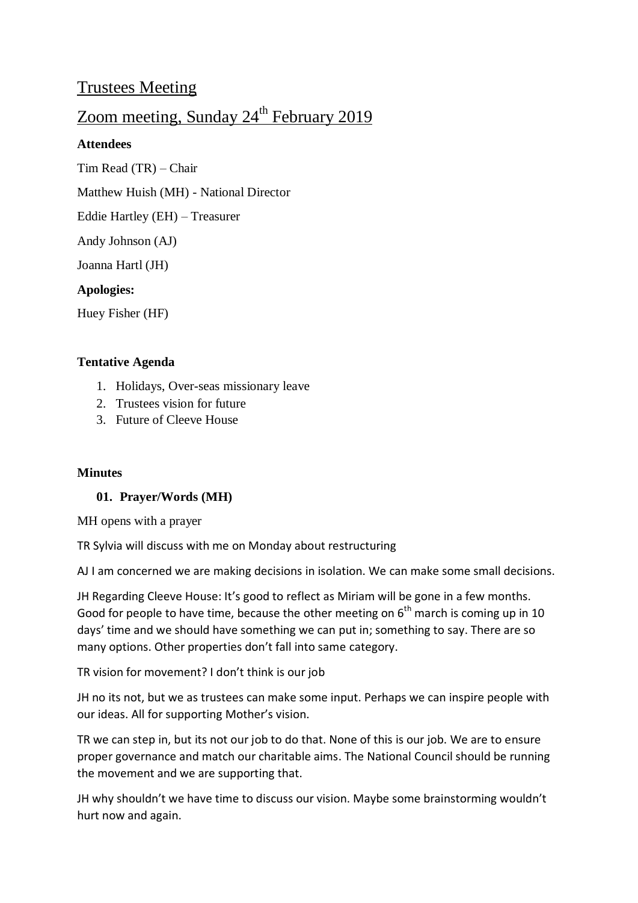# Trustees Meeting

# Zoom meeting, Sunday 24th February 2019

**Attendees**

Tim Read (TR) – Chair

Matthew Huish (MH) - National Director

Eddie Hartley (EH) – Treasurer

Andy Johnson (AJ)

Joanna Hartl (JH)

**Apologies:**

Huey Fisher (HF)

**Tentative Agenda**

1. Holidays, Over-seas missionary leave
2. Trustees vision for future
3. Future of Cleeve House

**Minutes**

**01. Prayer/Words (MH)**

MH opens with a prayer

TR Sylvia will discuss with me on Monday about restructuring

AJ I am concerned we are making decisions in isolation. We can make some small decisions.

JH Regarding Cleeve House: It's good to reflect as Miriam will be gone in a few months. Good for people to have time, because the other meeting on 6th march is coming up in 10 days' time and we should have something we can put in; something to say. There are so many options. Other properties don't fall into same category.

TR vision for movement? I don't think is our job

JH no its not, but we as trustees can make some input. Perhaps we can inspire people with our ideas. All for supporting Mother's vision.

TR we can step in, but its not our job to do that. None of this is our job. We are to ensure proper governance and match our charitable aims. The National Council should be running the movement and we are supporting that.

JH why shouldn't we have time to discuss our vision. Maybe some brainstorming wouldn't hurt now and again.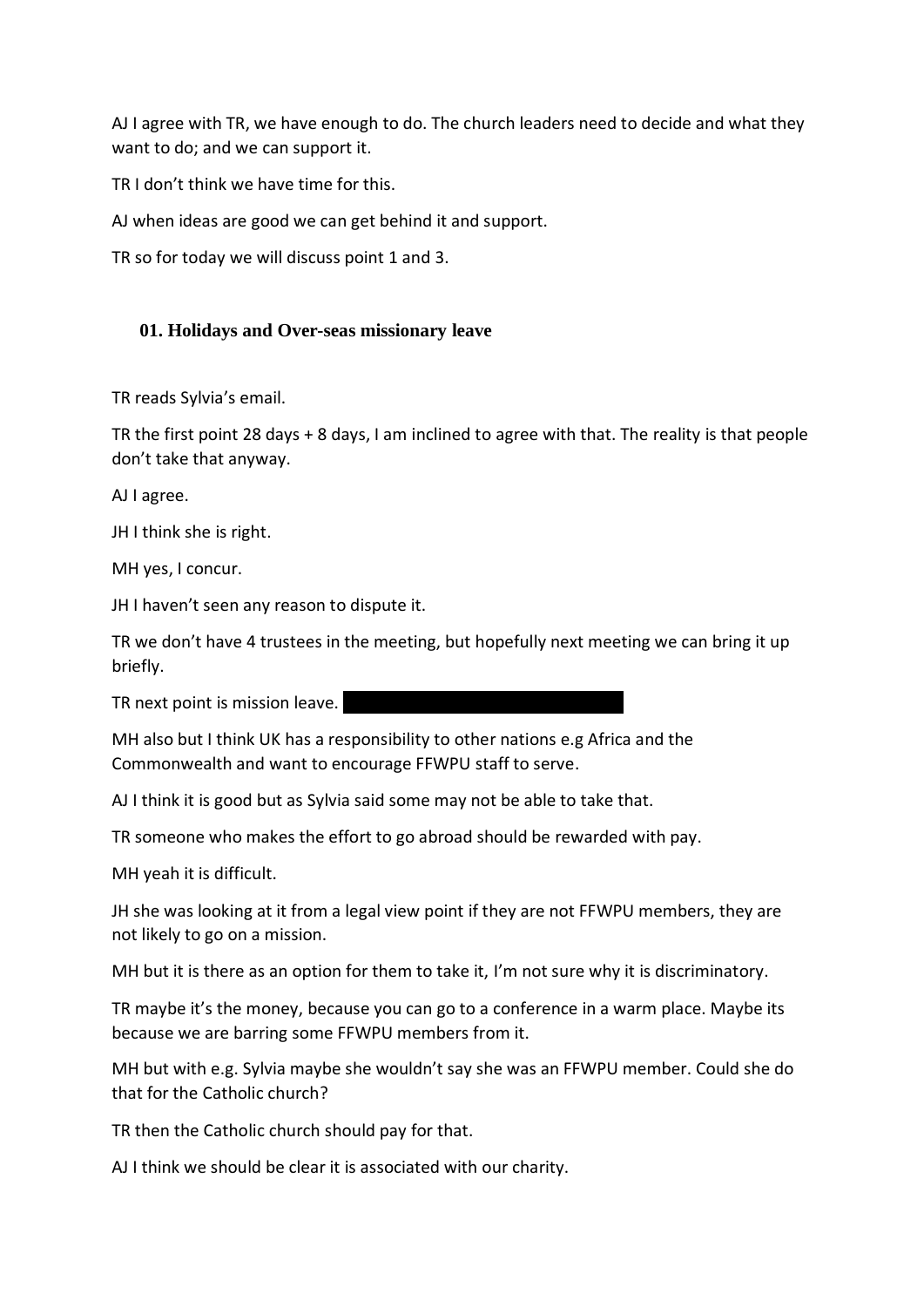AJ I agree with TR, we have enough to do. The church leaders need to decide and what they want to do; and we can support it.

TR I don't think we have time for this.

AJ when ideas are good we can get behind it and support.

TR so for today we will discuss point 1 and 3.

### 01. Holidays and Over-seas missionary leave

TR reads Sylvia's email.

TR the first point 28 days + 8 days, I am inclined to agree with that. The reality is that people don't take that anyway.

AJ I agree.

JH I think she is right.

MH yes, I concur.

JH I haven't seen any reason to dispute it.

TR we don't have 4 trustees in the meeting, but hopefully next meeting we can bring it up briefly.

TR next point is mission leave. ██████████████████████

MH also but I think UK has a responsibility to other nations e.g Africa and the Commonwealth and want to encourage FFWPU staff to serve.

AJ I think it is good but as Sylvia said some may not be able to take that.

TR someone who makes the effort to go abroad should be rewarded with pay.

MH yeah it is difficult.

JH she was looking at it from a legal view point if they are not FFWPU members, they are not likely to go on a mission.

MH but it is there as an option for them to take it, I'm not sure why it is discriminatory.

TR maybe it's the money, because you can go to a conference in a warm place. Maybe its because we are barring some FFWPU members from it.

MH but with e.g. Sylvia maybe she wouldn't say she was an FFWPU member. Could she do that for the Catholic church?

TR then the Catholic church should pay for that.

AJ I think we should be clear it is associated with our charity.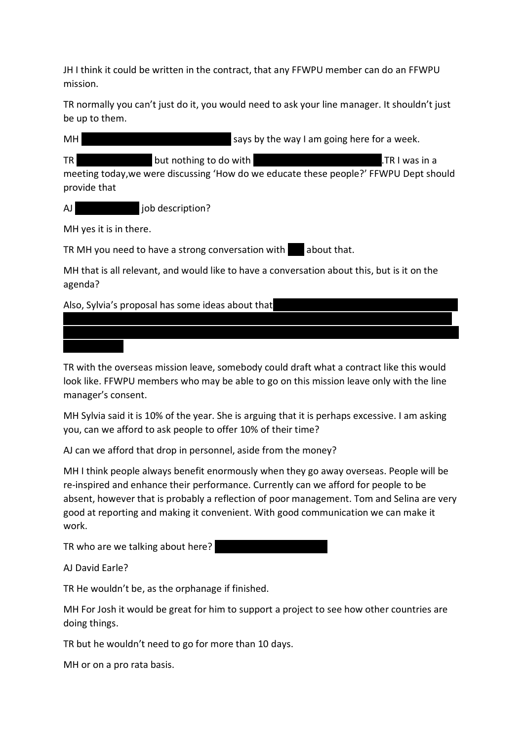JH I think it could be written in the contract, that any FFWPU member can do an FFWPU mission.

TR normally you can't just do it, you would need to ask your line manager. It shouldn't just be up to them.

MH ██████████████████ says by the way I am going here for a week.

TR ████████ but nothing to do with ██████████████. TR I was in a meeting today, we were discussing 'How do we educate these people?' FFWPU Dept should provide that

AJ ███████ job description?

MH yes it is in there.

TR MH you need to have a strong conversation with ██ about that.

MH that is all relevant, and would like to have a conversation about this, but is it on the agenda?

Also, Sylvia's proposal has some ideas about that ████████████████████████████████████████████████████████████████████████████████████████████

TR with the overseas mission leave, somebody could draft what a contract like this would look like. FFWPU members who may be able to go on this mission leave only with the line manager's consent.

MH Sylvia said it is 10% of the year. She is arguing that it is perhaps excessive. I am asking you, can we afford to ask people to offer 10% of their time?

AJ can we afford that drop in personnel, aside from the money?

MH I think people always benefit enormously when they go away overseas. People will be re-inspired and enhance their performance. Currently can we afford for people to be absent, however that is probably a reflection of poor management. Tom and Selina are very good at reporting and making it convenient. With good communication we can make it work.

TR who are we talking about here? ████████████

AJ David Earle?

TR He wouldn't be, as the orphanage if finished.

MH For Josh it would be great for him to support a project to see how other countries are doing things.

TR but he wouldn't need to go for more than 10 days.

MH or on a pro rata basis.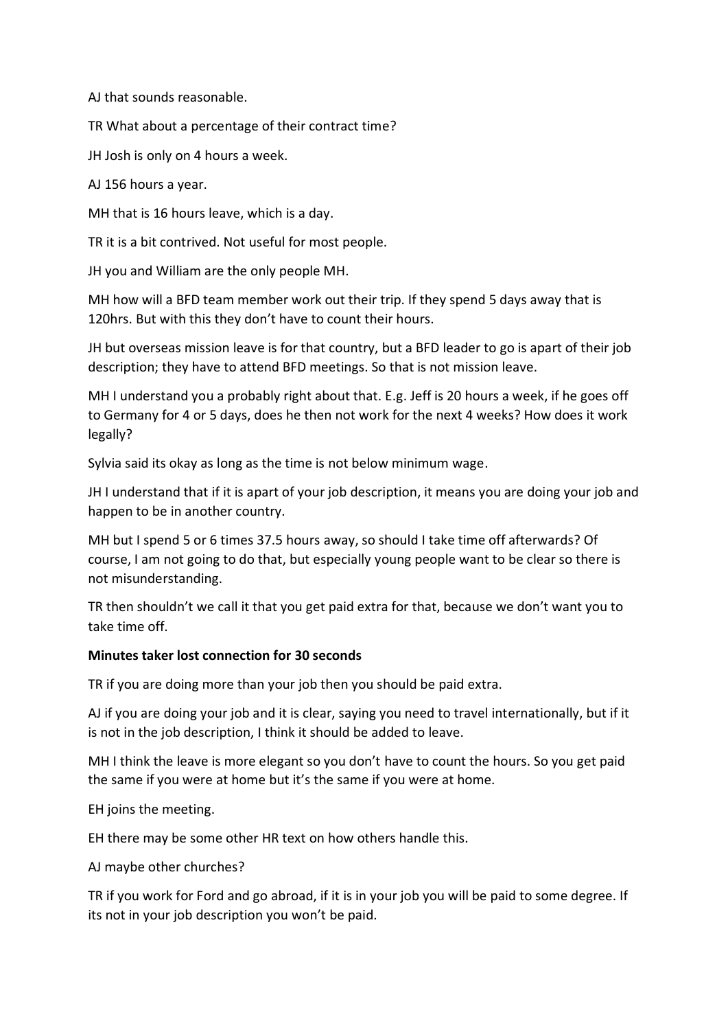AJ that sounds reasonable.

TR What about a percentage of their contract time?

JH Josh is only on 4 hours a week.

AJ 156 hours a year.

MH that is 16 hours leave, which is a day.

TR it is a bit contrived. Not useful for most people.

JH you and William are the only people MH.

MH how will a BFD team member work out their trip. If they spend 5 days away that is 120hrs. But with this they don't have to count their hours.

JH but overseas mission leave is for that country, but a BFD leader to go is apart of their job description; they have to attend BFD meetings. So that is not mission leave.

MH I understand you a probably right about that. E.g. Jeff is 20 hours a week, if he goes off to Germany for 4 or 5 days, does he then not work for the next 4 weeks? How does it work legally?

Sylvia said its okay as long as the time is not below minimum wage.

JH I understand that if it is apart of your job description, it means you are doing your job and happen to be in another country.

MH but I spend 5 or 6 times 37.5 hours away, so should I take time off afterwards? Of course, I am not going to do that, but especially young people want to be clear so there is not misunderstanding.

TR then shouldn't we call it that you get paid extra for that, because we don't want you to take time off.

**Minutes taker lost connection for 30 seconds**

TR if you are doing more than your job then you should be paid extra.

AJ if you are doing your job and it is clear, saying you need to travel internationally, but if it is not in the job description, I think it should be added to leave.

MH I think the leave is more elegant so you don't have to count the hours. So you get paid the same if you were at home but it's the same if you were at home.

EH joins the meeting.

EH there may be some other HR text on how others handle this.

AJ maybe other churches?

TR if you work for Ford and go abroad, if it is in your job you will be paid to some degree. If its not in your job description you won't be paid.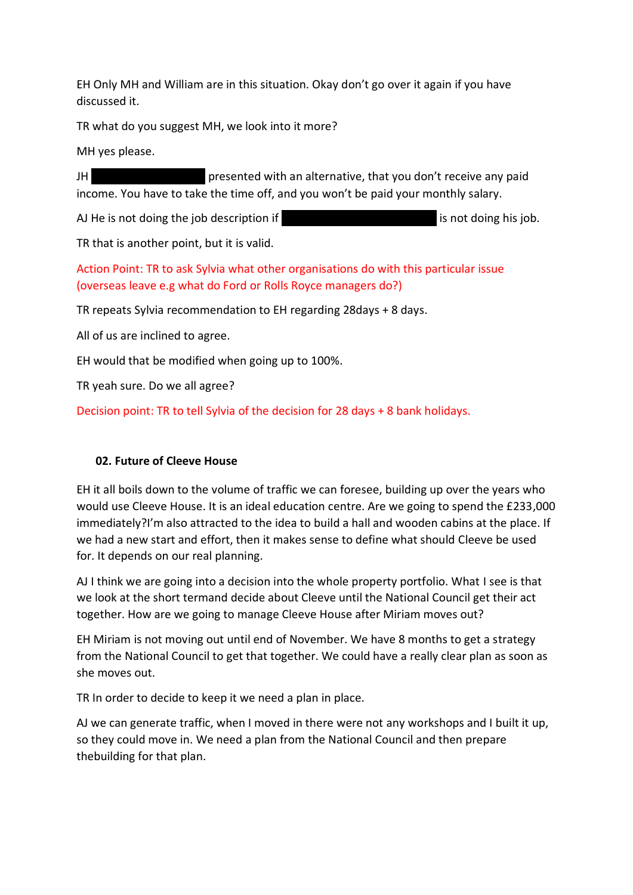EH Only MH and William are in this situation. Okay don't go over it again if you have discussed it.

TR what do you suggest MH, we look into it more?

MH yes please.

JH ████████████ presented with an alternative, that you don't receive any paid income. You have to take the time off, and you won't be paid your monthly salary.

AJ He is not doing the job description if ████████████████ is not doing his job.

TR that is another point, but it is valid.

Action Point: TR to ask Sylvia what other organisations do with this particular issue (overseas leave e.g what do Ford or Rolls Royce managers do?)

TR repeats Sylvia recommendation to EH regarding 28days + 8 days.

All of us are inclined to agree.

EH would that be modified when going up to 100%.

TR yeah sure. Do we all agree?

Decision point: TR to tell Sylvia of the decision for 28 days + 8 bank holidays.

### 02. Future of Cleeve House

EH it all boils down to the volume of traffic we can foresee, building up over the years who would use Cleeve House. It is an ideal education centre. Are we going to spend the £233,000 immediately?I'm also attracted to the idea to build a hall and wooden cabins at the place. If we had a new start and effort, then it makes sense to define what should Cleeve be used for. It depends on our real planning.

AJ I think we are going into a decision into the whole property portfolio. What I see is that we look at the short termand decide about Cleeve until the National Council get their act together. How are we going to manage Cleeve House after Miriam moves out?

EH Miriam is not moving out until end of November. We have 8 months to get a strategy from the National Council to get that together. We could have a really clear plan as soon as she moves out.

TR In order to decide to keep it we need a plan in place.

AJ we can generate traffic, when I moved in there were not any workshops and I built it up, so they could move in. We need a plan from the National Council and then prepare thebuilding for that plan.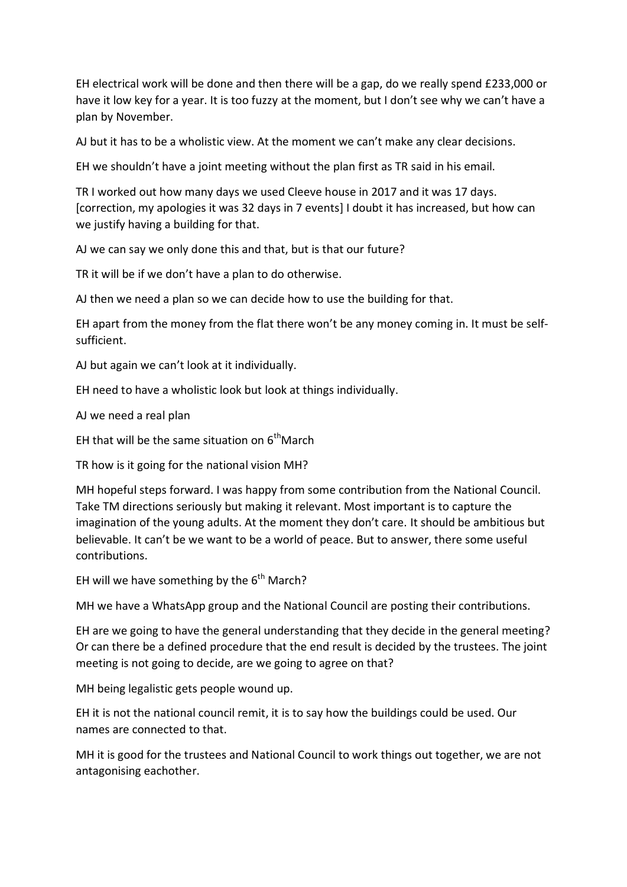EH electrical work will be done and then there will be a gap, do we really spend £233,000 or have it low key for a year. It is too fuzzy at the moment, but I don't see why we can't have a plan by November.

AJ but it has to be a wholistic view. At the moment we can't make any clear decisions.

EH we shouldn't have a joint meeting without the plan first as TR said in his email.

TR I worked out how many days we used Cleeve house in 2017 and it was 17 days. [correction, my apologies it was 32 days in 7 events] I doubt it has increased, but how can we justify having a building for that.

AJ we can say we only done this and that, but is that our future?

TR it will be if we don't have a plan to do otherwise.

AJ then we need a plan so we can decide how to use the building for that.

EH apart from the money from the flat there won't be any money coming in. It must be self-sufficient.

AJ but again we can't look at it individually.

EH need to have a wholistic look but look at things individually.

AJ we need a real plan

EH that will be the same situation on 6th March

TR how is it going for the national vision MH?

MH hopeful steps forward. I was happy from some contribution from the National Council. Take TM directions seriously but making it relevant. Most important is to capture the imagination of the young adults. At the moment they don't care. It should be ambitious but believable. It can't be we want to be a world of peace. But to answer, there some useful contributions.

EH will we have something by the 6th March?

MH we have a WhatsApp group and the National Council are posting their contributions.

EH are we going to have the general understanding that they decide in the general meeting? Or can there be a defined procedure that the end result is decided by the trustees. The joint meeting is not going to decide, are we going to agree on that?

MH being legalistic gets people wound up.

EH it is not the national council remit, it is to say how the buildings could be used. Our names are connected to that.

MH it is good for the trustees and National Council to work things out together, we are not antagonising eachother.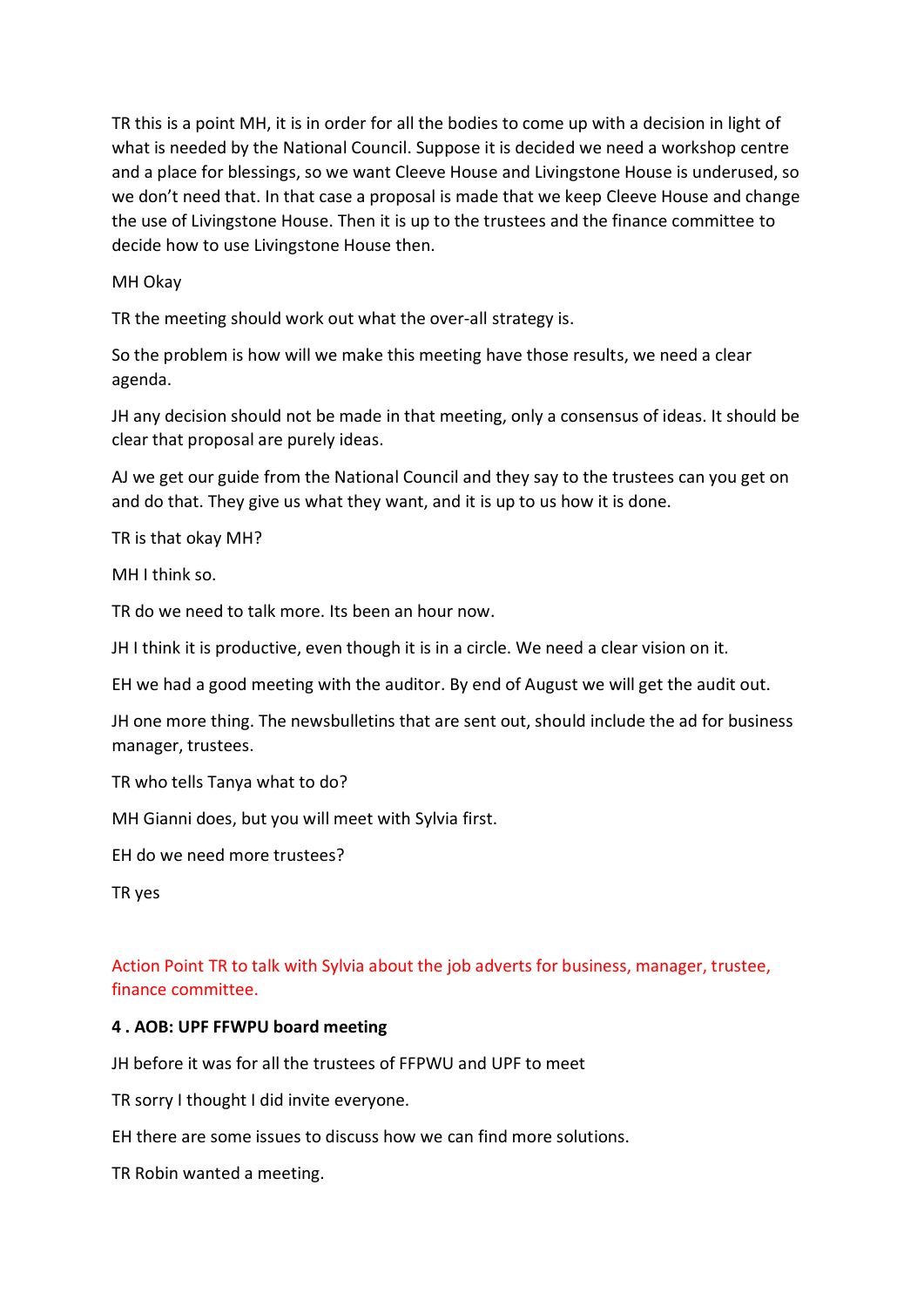TR this is a point MH, it is in order for all the bodies to come up with a decision in light of what is needed by the National Council. Suppose it is decided we need a workshop centre and a place for blessings, so we want Cleeve House and Livingstone House is underused, so we don't need that. In that case a proposal is made that we keep Cleeve House and change the use of Livingstone House. Then it is up to the trustees and the finance committee to decide how to use Livingstone House then.

MH Okay

TR the meeting should work out what the over-all strategy is.

So the problem is how will we make this meeting have those results, we need a clear agenda.

JH any decision should not be made in that meeting, only a consensus of ideas. It should be clear that proposal are purely ideas.

AJ we get our guide from the National Council and they say to the trustees can you get on and do that. They give us what they want, and it is up to us how it is done.

TR is that okay MH?

MH I think so.

TR do we need to talk more. Its been an hour now.

JH I think it is productive, even though it is in a circle. We need a clear vision on it.

EH we had a good meeting with the auditor. By end of August we will get the audit out.

JH one more thing. The newsbulletins that are sent out, should include the ad for business manager, trustees.

TR who tells Tanya what to do?

MH Gianni does, but you will meet with Sylvia first.

EH do we need more trustees?

TR yes

Action Point TR to talk with Sylvia about the job adverts for business, manager, trustee, finance committee.

**4 . AOB: UPF FFWPU board meeting**

JH before it was for all the trustees of FFPWU and UPF to meet

TR sorry I thought I did invite everyone.

EH there are some issues to discuss how we can find more solutions.

TR Robin wanted a meeting.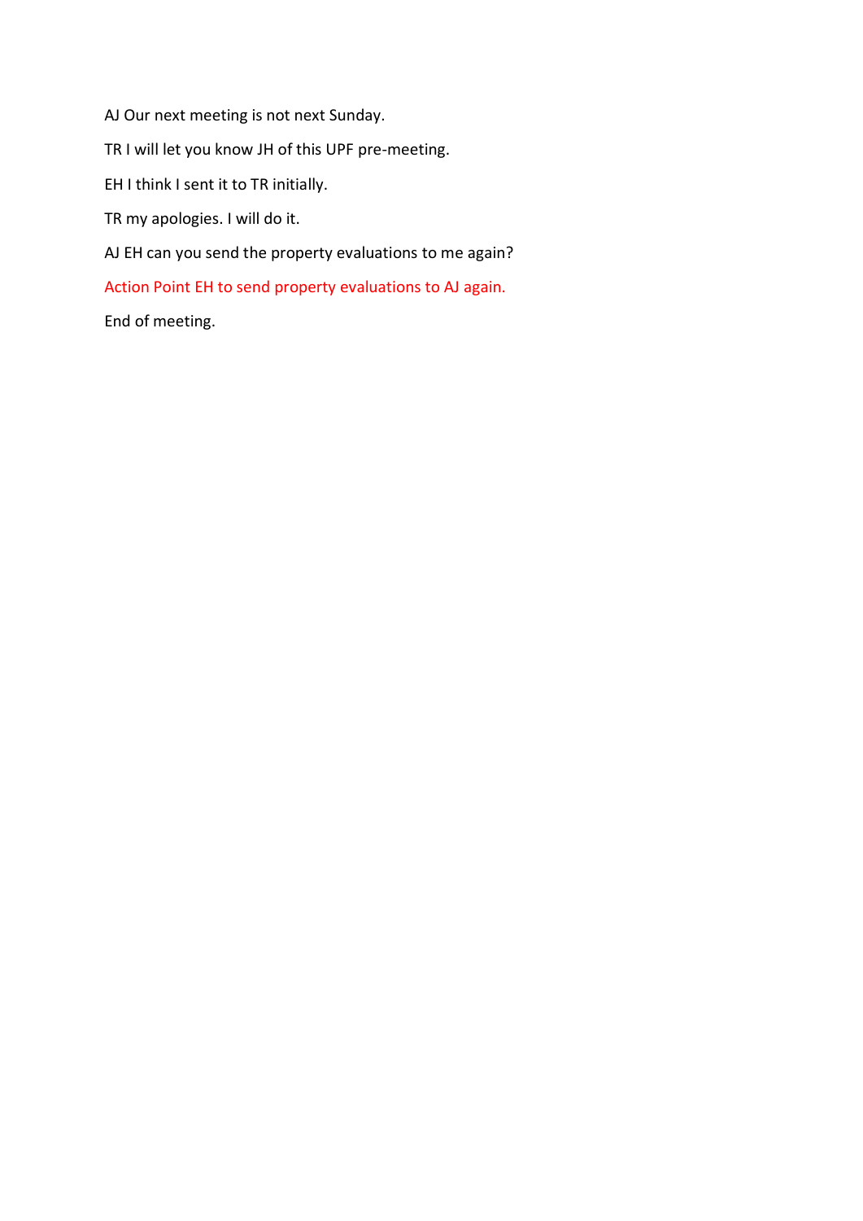AJ Our next meeting is not next Sunday.

TR I will let you know JH of this UPF pre-meeting.

EH I think I sent it to TR initially.

TR my apologies. I will do it.

AJ EH can you send the property evaluations to me again?

Action Point EH to send property evaluations to AJ again.

End of meeting.